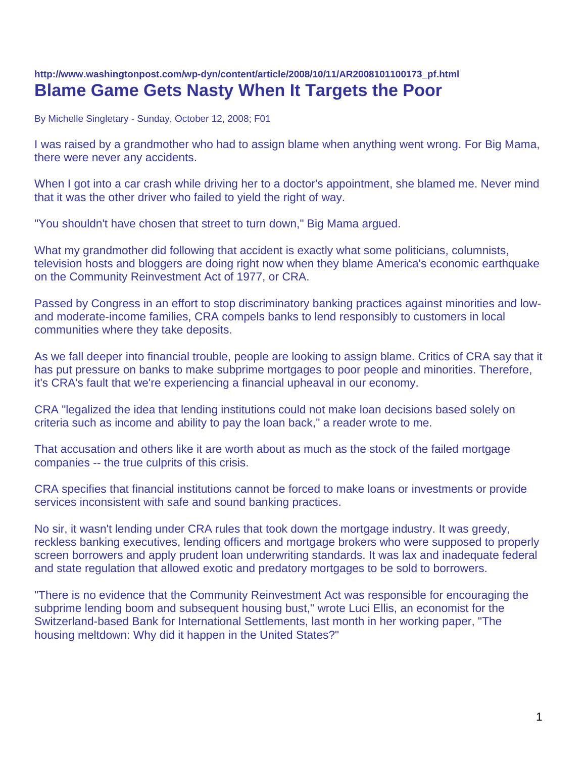**http://www.washingtonpost.com/wp-dyn/content/article/2008/10/11/AR2008101100173_pf.html**

# Blame Game Gets Nasty When It Targets the Poor

By Michelle Singletary - Sunday, October 12, 2008; F01

I was raised by a grandmother who had to assign blame when anything went wrong. For Big Mama, there were never any accidents.

When I got into a car crash while driving her to a doctor's appointment, she blamed me. Never mind that it was the other driver who failed to yield the right of way.

"You shouldn't have chosen that street to turn down," Big Mama argued.

What my grandmother did following that accident is exactly what some politicians, columnists, television hosts and bloggers are doing right now when they blame America's economic earthquake on the Community Reinvestment Act of 1977, or CRA.

Passed by Congress in an effort to stop discriminatory banking practices against minorities and low- and moderate-income families, CRA compels banks to lend responsibly to customers in local communities where they take deposits.

As we fall deeper into financial trouble, people are looking to assign blame. Critics of CRA say that it has put pressure on banks to make subprime mortgages to poor people and minorities. Therefore, it's CRA's fault that we're experiencing a financial upheaval in our economy.

CRA "legalized the idea that lending institutions could not make loan decisions based solely on criteria such as income and ability to pay the loan back," a reader wrote to me.

That accusation and others like it are worth about as much as the stock of the failed mortgage companies -- the true culprits of this crisis.

CRA specifies that financial institutions cannot be forced to make loans or investments or provide services inconsistent with safe and sound banking practices.

No sir, it wasn't lending under CRA rules that took down the mortgage industry. It was greedy, reckless banking executives, lending officers and mortgage brokers who were supposed to properly screen borrowers and apply prudent loan underwriting standards. It was lax and inadequate federal and state regulation that allowed exotic and predatory mortgages to be sold to borrowers.

"There is no evidence that the Community Reinvestment Act was responsible for encouraging the subprime lending boom and subsequent housing bust," wrote Luci Ellis, an economist for the Switzerland-based Bank for International Settlements, last month in her working paper, "The housing meltdown: Why did it happen in the United States?"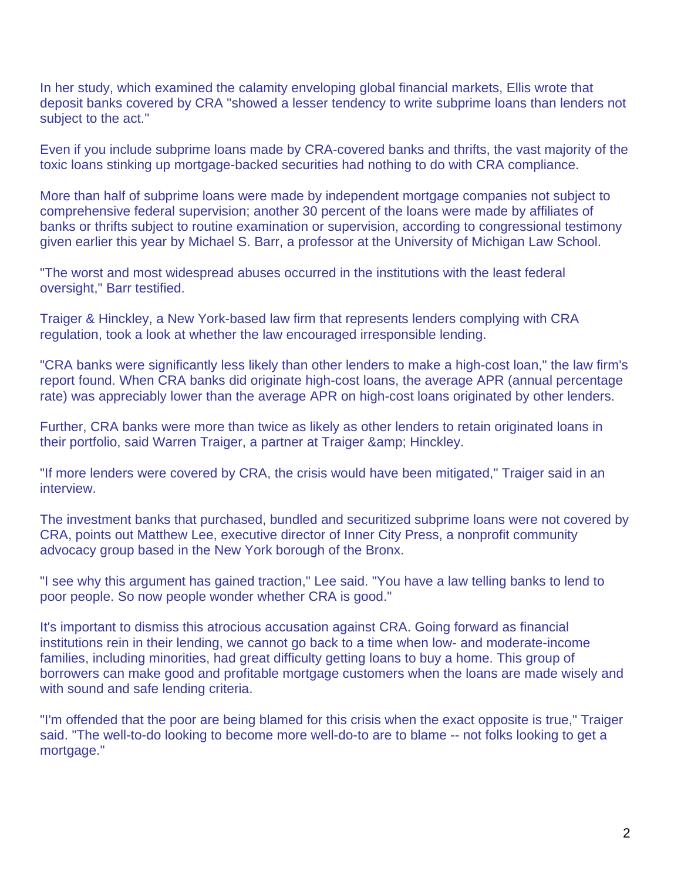In her study, which examined the calamity enveloping global financial markets, Ellis wrote that deposit banks covered by CRA "showed a lesser tendency to write subprime loans than lenders not subject to the act."

Even if you include subprime loans made by CRA-covered banks and thrifts, the vast majority of the toxic loans stinking up mortgage-backed securities had nothing to do with CRA compliance.

More than half of subprime loans were made by independent mortgage companies not subject to comprehensive federal supervision; another 30 percent of the loans were made by affiliates of banks or thrifts subject to routine examination or supervision, according to congressional testimony given earlier this year by Michael S. Barr, a professor at the University of Michigan Law School.

"The worst and most widespread abuses occurred in the institutions with the least federal oversight," Barr testified.

Traiger & Hinckley, a New York-based law firm that represents lenders complying with CRA regulation, took a look at whether the law encouraged irresponsible lending.

"CRA banks were significantly less likely than other lenders to make a high-cost loan," the law firm's report found. When CRA banks did originate high-cost loans, the average APR (annual percentage rate) was appreciably lower than the average APR on high-cost loans originated by other lenders.

Further, CRA banks were more than twice as likely as other lenders to retain originated loans in their portfolio, said Warren Traiger, a partner at Traiger &amp; Hinckley.

"If more lenders were covered by CRA, the crisis would have been mitigated," Traiger said in an interview.

The investment banks that purchased, bundled and securitized subprime loans were not covered by CRA, points out Matthew Lee, executive director of Inner City Press, a nonprofit community advocacy group based in the New York borough of the Bronx.

"I see why this argument has gained traction," Lee said. "You have a law telling banks to lend to poor people. So now people wonder whether CRA is good."

It's important to dismiss this atrocious accusation against CRA. Going forward as financial institutions rein in their lending, we cannot go back to a time when low- and moderate-income families, including minorities, had great difficulty getting loans to buy a home. This group of borrowers can make good and profitable mortgage customers when the loans are made wisely and with sound and safe lending criteria.

"I'm offended that the poor are being blamed for this crisis when the exact opposite is true," Traiger said. "The well-to-do looking to become more well-do-to are to blame -- not folks looking to get a mortgage."